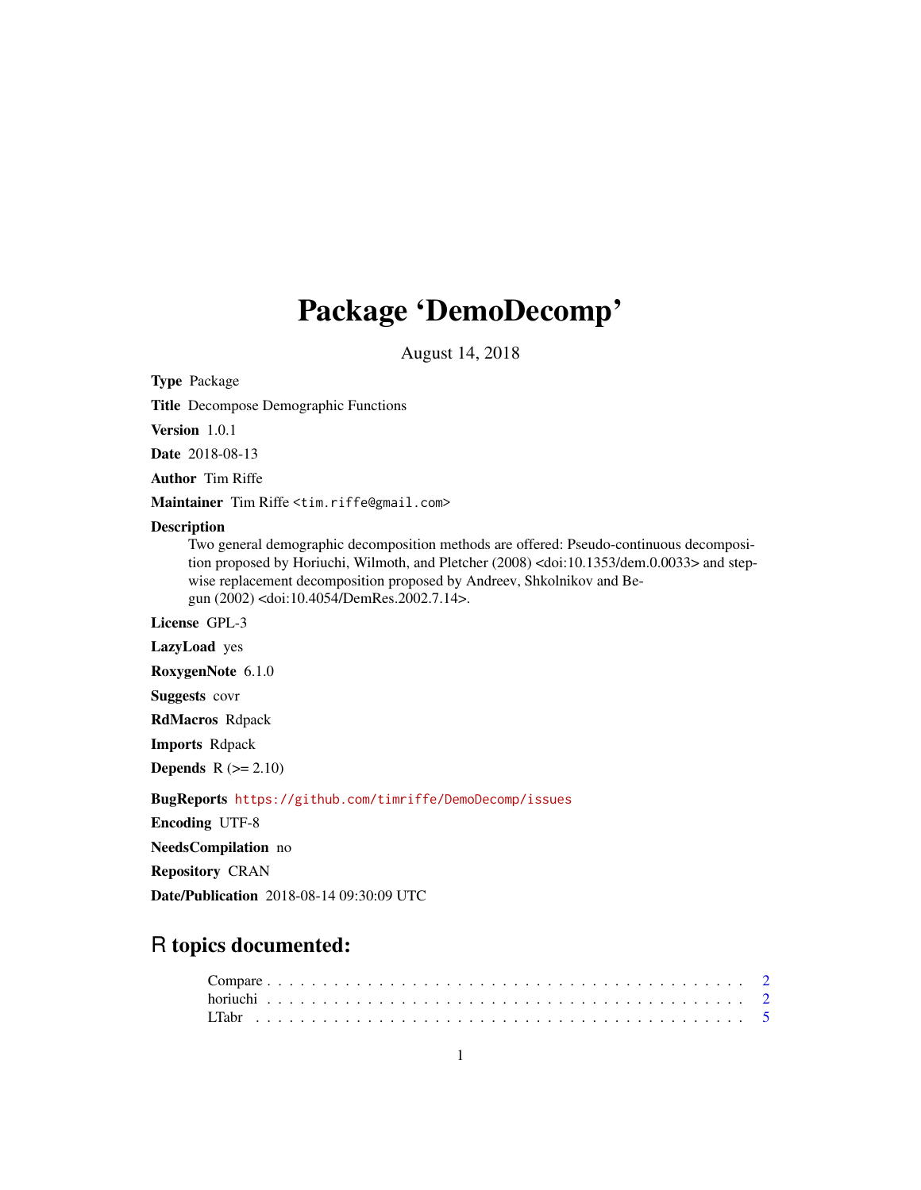# Package 'DemoDecomp'

August 14, 2018

**Type** Package

**Title** Decompose Demographic Functions

**Version** 1.0.1

**Date** 2018-08-13

**Author** Tim Riffe

**Maintainer** Tim Riffe <tim.riffe@gmail.com>

**Description**
Two general demographic decomposition methods are offered: Pseudo-continuous decomposition proposed by Horiuchi, Wilmoth, and Pletcher (2008) <doi:10.1353/dem.0.0033> and stepwise replacement decomposition proposed by Andreev, Shkolnikov and Begun (2002) <doi:10.4054/DemRes.2002.7.14>.

**License** GPL-3

**LazyLoad** yes

**RoxygenNote** 6.1.0

**Suggests** covr

**RdMacros** Rdpack

**Imports** Rdpack

**Depends** R (>= 2.10)

**BugReports** https://github.com/timriffe/DemoDecomp/issues

**Encoding** UTF-8

**NeedsCompilation** no

**Repository** CRAN

**Date/Publication** 2018-08-14 09:30:09 UTC

## R topics documented:

Compare . . . . . . . . . . . . . . . . . . . . . . . . . . . . . . . . . . . . . . . . 2
horiuchi . . . . . . . . . . . . . . . . . . . . . . . . . . . . . . . . . . . . . . . . 2
LTabr . . . . . . . . . . . . . . . . . . . . . . . . . . . . . . . . . . . . . . . . . 5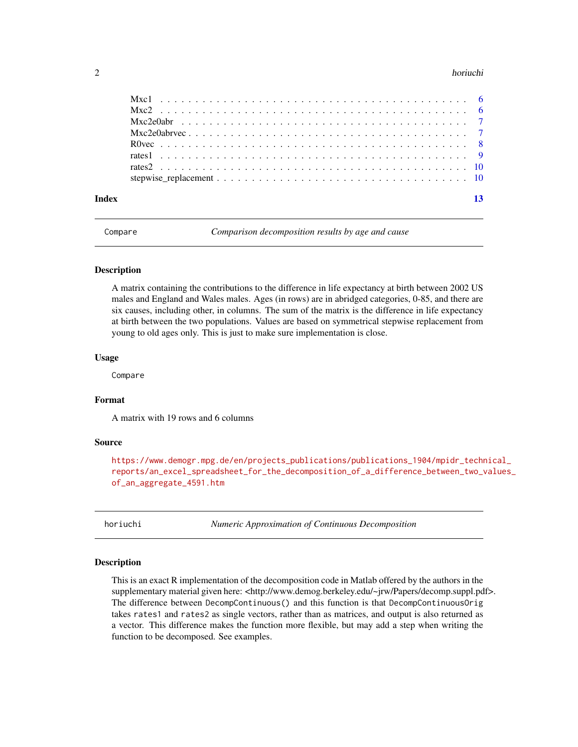Mxc1 . . . . . . . . . . . . . . . . . . . . . . . . . . . . . . . . . . . . . . . . 6
Mxc2 . . . . . . . . . . . . . . . . . . . . . . . . . . . . . . . . . . . . . . . . 6
Mxc2e0abr . . . . . . . . . . . . . . . . . . . . . . . . . . . . . . . . . . . . . 7
Mxc2e0abrvec . . . . . . . . . . . . . . . . . . . . . . . . . . . . . . . . . . . 7
R0vec . . . . . . . . . . . . . . . . . . . . . . . . . . . . . . . . . . . . . . . 8
rates1 . . . . . . . . . . . . . . . . . . . . . . . . . . . . . . . . . . . . . . . 9
rates2 . . . . . . . . . . . . . . . . . . . . . . . . . . . . . . . . . . . . . . . 10
stepwise_replacement . . . . . . . . . . . . . . . . . . . . . . . . . . . . . . . 10

**Index** **13**

---

`Compare` *Comparison decomposition results by age and cause*

---

## Description

A matrix containing the contributions to the difference in life expectancy at birth between 2002 US males and England and Wales males. Ages (in rows) are in abridged categories, 0-85, and there are six causes, including other, in columns. The sum of the matrix is the difference in life expectancy at birth between the two populations. Values are based on symmetrical stepwise replacement from young to old ages only. This is just to make sure implementation is close.

## Usage

```
Compare
```

## Format

A matrix with 19 rows and 6 columns

## Source

https://www.demogr.mpg.de/en/projects_publications/publications_1904/mpidr_technical_reports/an_excel_spreadsheet_for_the_decomposition_of_a_difference_between_two_values_of_an_aggregate_4591.htm

---

`horiuchi` *Numeric Approximation of Continuous Decomposition*

---

## Description

This is an exact R implementation of the decomposition code in Matlab offered by the authors in the supplementary material given here: <http://www.demog.berkeley.edu/~jrw/Papers/decomp.suppl.pdf>. The difference between `DecompContinuous()` and this function is that `DecompContinuousOrig` takes `rates1` and `rates2` as single vectors, rather than as matrices, and output is also returned as a vector. This difference makes the function more flexible, but may add a step when writing the function to be decomposed. See examples.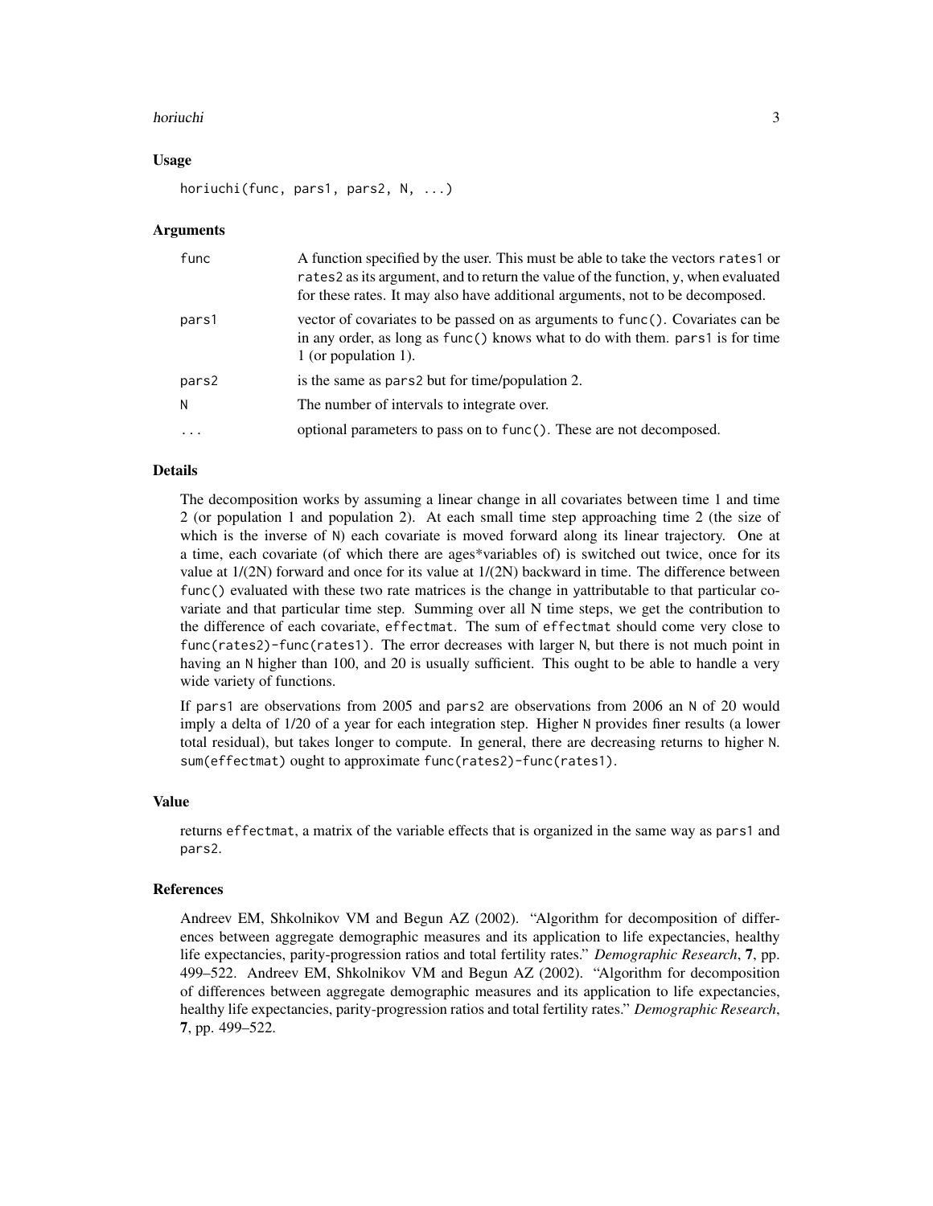### Usage

```
horiuchi(func, pars1, pars2, N, ...)
```

### Arguments

| | |
|---|---|
| func | A function specified by the user. This must be able to take the vectors rates1 or rates2 as its argument, and to return the value of the function, y, when evaluated for these rates. It may also have additional arguments, not to be decomposed. |
| pars1 | vector of covariates to be passed on as arguments to func(). Covariates can be in any order, as long as func() knows what to do with them. pars1 is for time 1 (or population 1). |
| pars2 | is the same as pars2 but for time/population 2. |
| N | The number of intervals to integrate over. |
| ... | optional parameters to pass on to func(). These are not decomposed. |

### Details

The decomposition works by assuming a linear change in all covariates between time 1 and time 2 (or population 1 and population 2). At each small time step approaching time 2 (the size of which is the inverse of N) each covariate is moved forward along its linear trajectory. One at a time, each covariate (of which there are ages*variables of) is switched out twice, once for its value at 1/(2N) forward and once for its value at 1/(2N) backward in time. The difference between func() evaluated with these two rate matrices is the change in yattributable to that particular covariate and that particular time step. Summing over all N time steps, we get the contribution to the difference of each covariate, effectmat. The sum of effectmat should come very close to func(rates2)-func(rates1). The error decreases with larger N, but there is not much point in having an N higher than 100, and 20 is usually sufficient. This ought to be able to handle a very wide variety of functions.

If pars1 are observations from 2005 and pars2 are observations from 2006 an N of 20 would imply a delta of 1/20 of a year for each integration step. Higher N provides finer results (a lower total residual), but takes longer to compute. In general, there are decreasing returns to higher N. sum(effectmat) ought to approximate func(rates2)-func(rates1).

### Value

returns effectmat, a matrix of the variable effects that is organized in the same way as pars1 and pars2.

### References

Andreev EM, Shkolnikov VM and Begun AZ (2002). "Algorithm for decomposition of differences between aggregate demographic measures and its application to life expectancies, healthy life expectancies, parity-progression ratios and total fertility rates." *Demographic Research*, **7**, pp. 499–522. Andreev EM, Shkolnikov VM and Begun AZ (2002). "Algorithm for decomposition of differences between aggregate demographic measures and its application to life expectancies, healthy life expectancies, parity-progression ratios and total fertility rates." *Demographic Research*, **7**, pp. 499–522.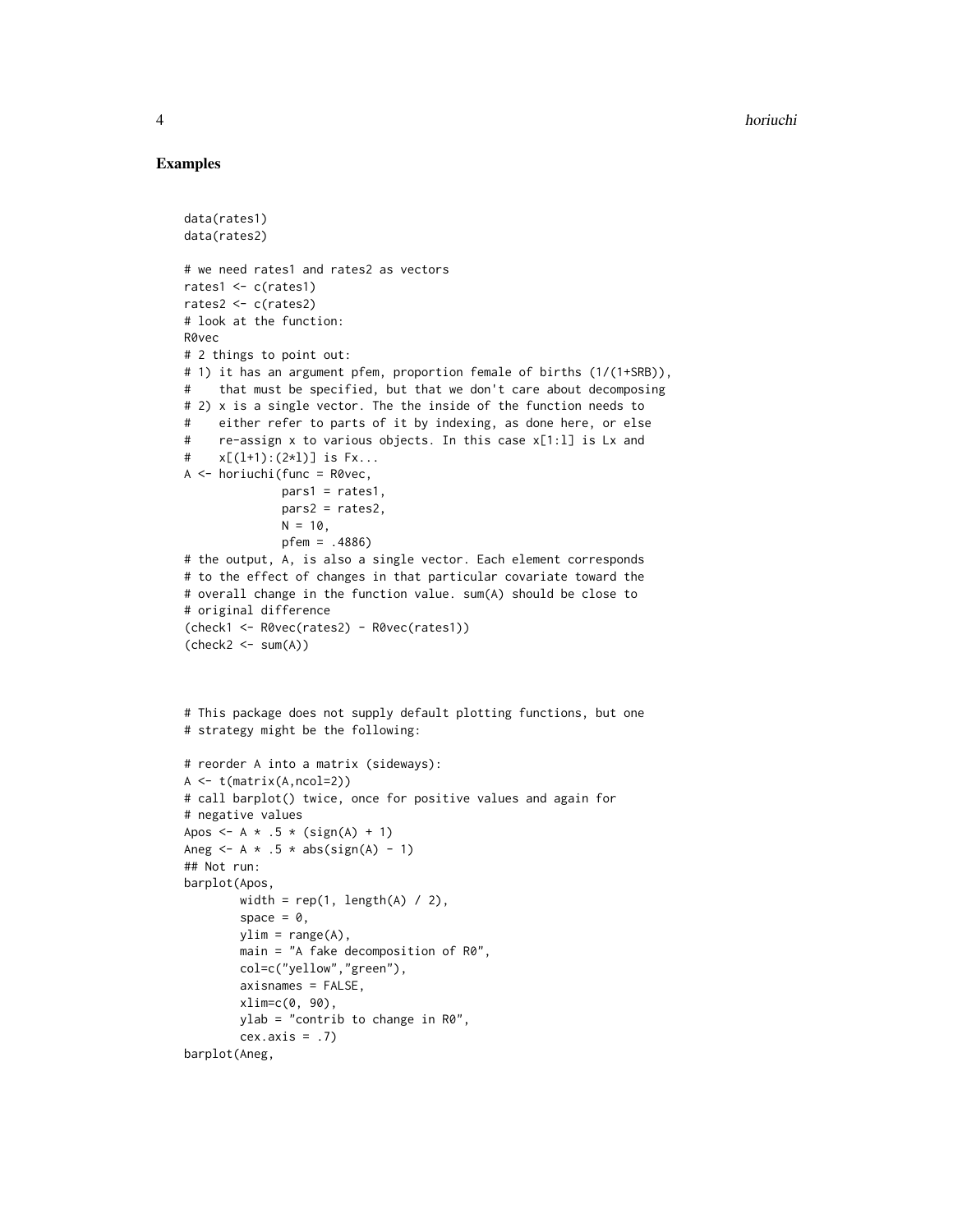## Examples

```
data(rates1)
data(rates2)

# we need rates1 and rates2 as vectors
rates1 <- c(rates1)
rates2 <- c(rates2)
# look at the function:
R0vec
# 2 things to point out:
# 1) it has an argument pfem, proportion female of births (1/(1+SRB)),
#    that must be specified, but that we don't care about decomposing
# 2) x is a single vector. The the inside of the function needs to
#    either refer to parts of it by indexing, as done here, or else
#    re-assign x to various objects. In this case x[1:l] is Lx and
#    x[(l+1):(2*l)] is Fx...
A <- horiuchi(func = R0vec,
              pars1 = rates1,
              pars2 = rates2,
              N = 10,
              pfem = .4886)
# the output, A, is also a single vector. Each element corresponds
# to the effect of changes in that particular covariate toward the
# overall change in the function value. sum(A) should be close to
# original difference
(check1 <- R0vec(rates2) - R0vec(rates1))
(check2 <- sum(A))



# This package does not supply default plotting functions, but one
# strategy might be the following:

# reorder A into a matrix (sideways):
A <- t(matrix(A,ncol=2))
# call barplot() twice, once for positive values and again for
# negative values
Apos <- A * .5 * (sign(A) + 1)
Aneg <- A * .5 * abs(sign(A) - 1)
## Not run:
barplot(Apos,
        width = rep(1, length(A) / 2),
        space = 0,
        ylim = range(A),
        main = "A fake decomposition of R0",
        col=c("yellow","green"),
        axisnames = FALSE,
        xlim=c(0, 90),
        ylab = "contrib to change in R0",
        cex.axis = .7)
barplot(Aneg,
```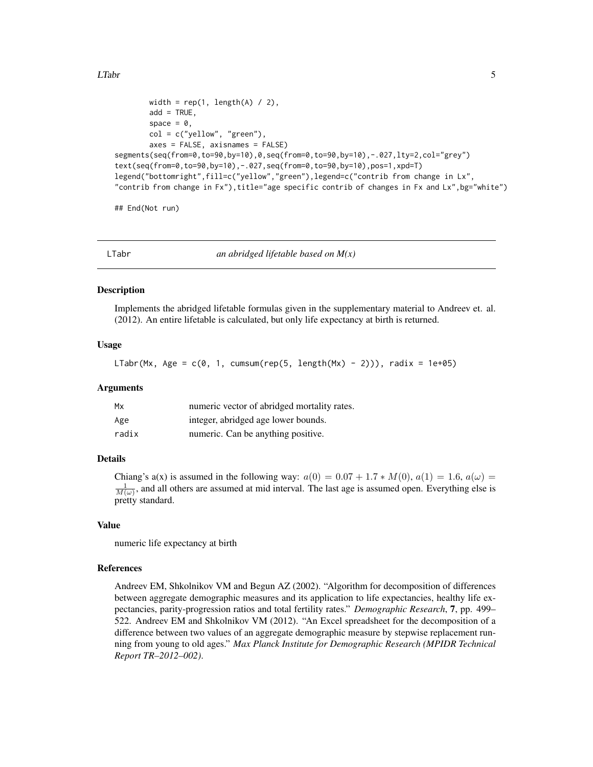```
        width = rep(1, length(A) / 2),
        add = TRUE,
        space = 0,
        col = c("yellow", "green"),
        axes = FALSE, axisnames = FALSE)
segments(seq(from=0,to=90,by=10),0,seq(from=0,to=90,by=10),-.027,lty=2,col="grey")
text(seq(from=0,to=90,by=10),-.027,seq(from=0,to=90,by=10),pos=1,xpd=T)
legend("bottomright",fill=c("yellow","green"),legend=c("contrib from change in Lx",
"contrib from change in Fx"),title="age specific contrib of changes in Fx and Lx",bg="white")

## End(Not run)
```

---

## LTabr — *an abridged lifetable based on M(x)*

### Description

Implements the abridged lifetable formulas given in the supplementary material to Andreev et. al. (2012). An entire lifetable is calculated, but only life expectancy at birth is returned.

### Usage

```
LTabr(Mx, Age = c(0, 1, cumsum(rep(5, length(Mx) - 2))), radix = 1e+05)
```

### Arguments

| | |
|---|---|
| `Mx` | numeric vector of abridged mortality rates. |
| `Age` | integer, abridged age lower bounds. |
| `radix` | numeric. Can be anything positive. |

### Details

Chiang's a(x) is assumed in the following way: $a(0) = 0.07 + 1.7 * M(0)$, $a(1) = 1.6$, $a(\omega) = \frac{1}{M(\omega)}$, and all others are assumed at mid interval. The last age is assumed open. Everything else is pretty standard.

### Value

numeric life expectancy at birth

### References

Andreev EM, Shkolnikov VM and Begun AZ (2002). "Algorithm for decomposition of differences between aggregate demographic measures and its application to life expectancies, healthy life expectancies, parity-progression ratios and total fertility rates." *Demographic Research*, **7**, pp. 499–522. Andreev EM and Shkolnikov VM (2012). "An Excel spreadsheet for the decomposition of a difference between two values of an aggregate demographic measure by stepwise replacement running from young to old ages." *Max Planck Institute for Demographic Research (MPIDR Technical Report TR–2012–002)*.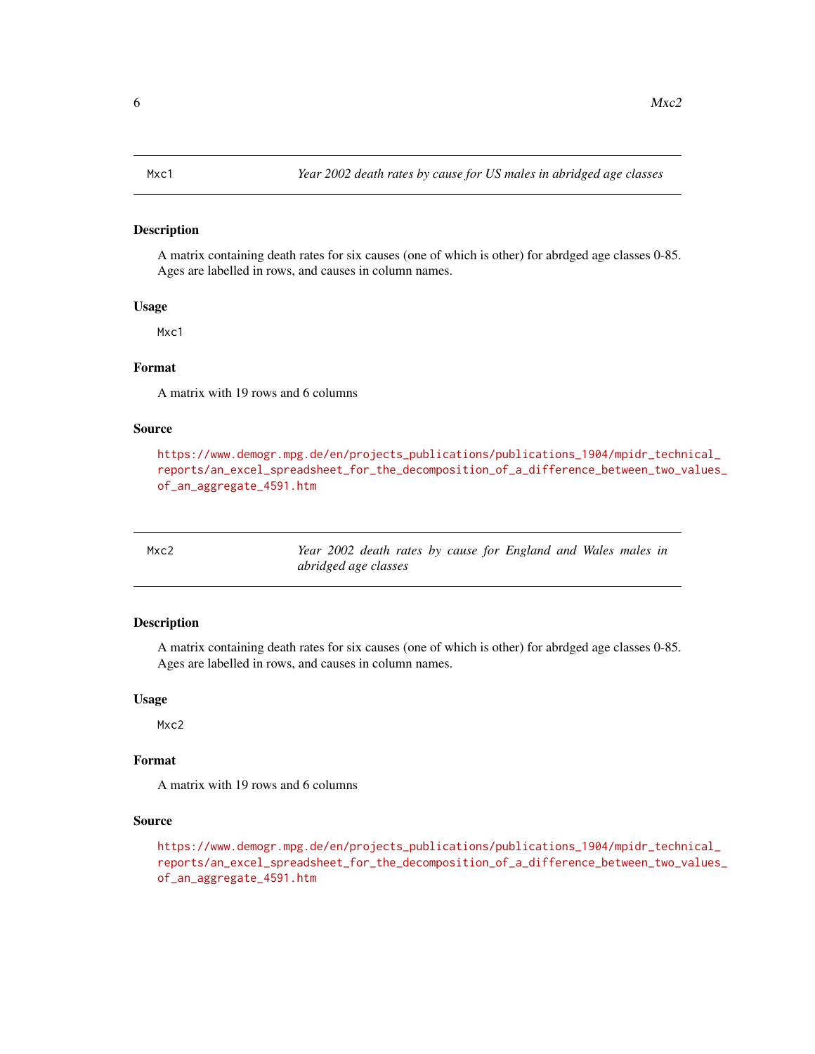## Mxc1 — *Year 2002 death rates by cause for US males in abridged age classes*

### Description

A matrix containing death rates for six causes (one of which is other) for abrdged age classes 0-85. Ages are labelled in rows, and causes in column names.

### Usage

```
Mxc1
```

### Format

A matrix with 19 rows and 6 columns

### Source

https://www.demogr.mpg.de/en/projects_publications/publications_1904/mpidr_technical_reports/an_excel_spreadsheet_for_the_decomposition_of_a_difference_between_two_values_of_an_aggregate_4591.htm

## Mxc2 — *Year 2002 death rates by cause for England and Wales males in abridged age classes*

### Description

A matrix containing death rates for six causes (one of which is other) for abrdged age classes 0-85. Ages are labelled in rows, and causes in column names.

### Usage

```
Mxc2
```

### Format

A matrix with 19 rows and 6 columns

### Source

https://www.demogr.mpg.de/en/projects_publications/publications_1904/mpidr_technical_reports/an_excel_spreadsheet_for_the_decomposition_of_a_difference_between_two_values_of_an_aggregate_4591.htm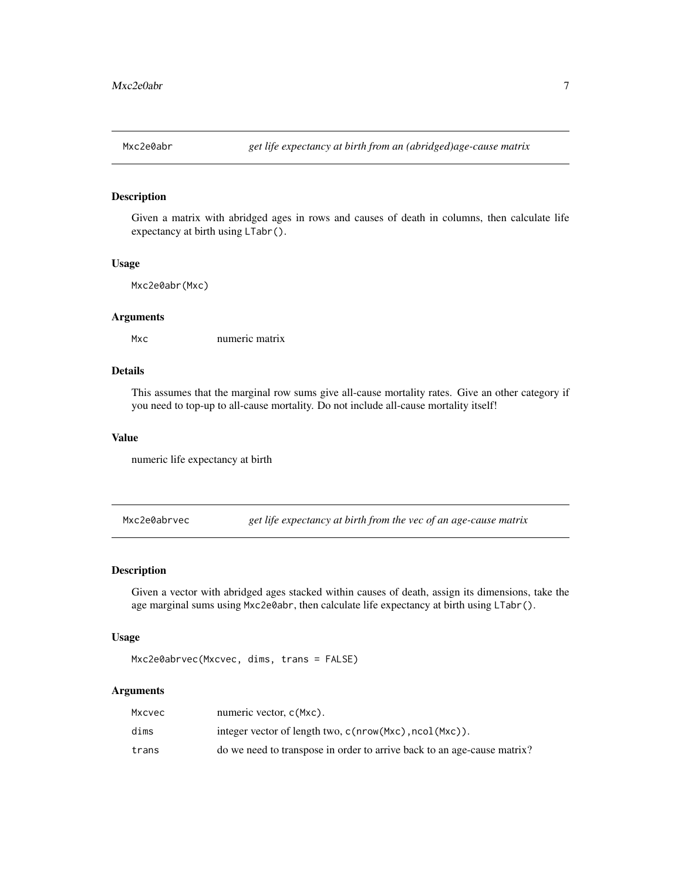## Mxc2e0abr — *get life expectancy at birth from an (abridged)age-cause matrix*

### Description

Given a matrix with abridged ages in rows and causes of death in columns, then calculate life expectancy at birth using `LTabr()`.

### Usage

```
Mxc2e0abr(Mxc)
```

### Arguments

| | |
|---|---|
| `Mxc` | numeric matrix |

### Details

This assumes that the marginal row sums give all-cause mortality rates. Give an other category if you need to top-up to all-cause mortality. Do not include all-cause mortality itself!

### Value

numeric life expectancy at birth

## Mxc2e0abrvec — *get life expectancy at birth from the vec of an age-cause matrix*

### Description

Given a vector with abridged ages stacked within causes of death, assign its dimensions, take the age marginal sums using `Mxc2e0abr`, then calculate life expectancy at birth using `LTabr()`.

### Usage

```
Mxc2e0abrvec(Mxcvec, dims, trans = FALSE)
```

### Arguments

| | |
|---|---|
| `Mxcvec` | numeric vector, `c(Mxc)`. |
| `dims` | integer vector of length two, `c(nrow(Mxc),ncol(Mxc))`. |
| `trans` | do we need to transpose in order to arrive back to an age-cause matrix? |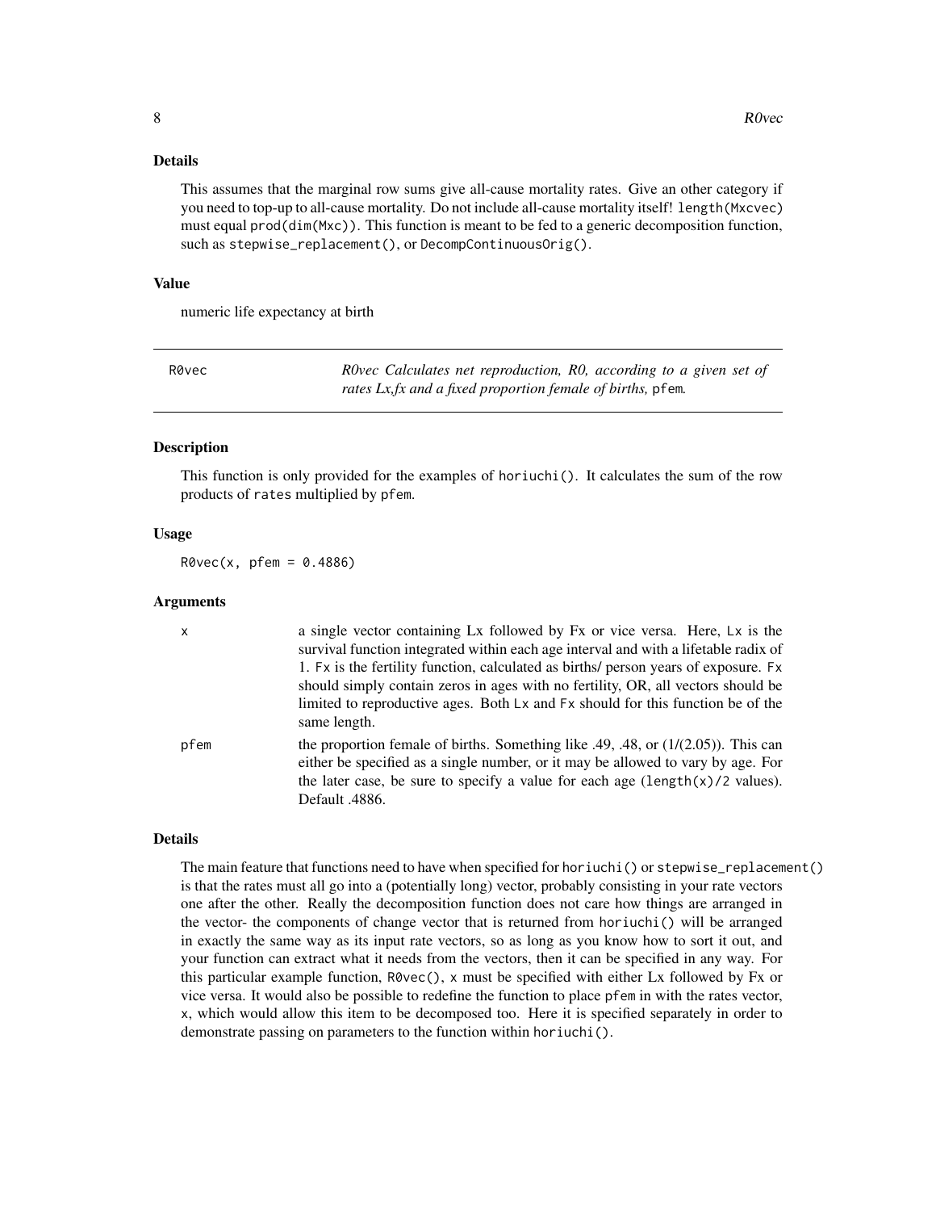### Details

This assumes that the marginal row sums give all-cause mortality rates. Give an other category if you need to top-up to all-cause mortality. Do not include all-cause mortality itself! `length(Mxcvec)` must equal `prod(dim(Mxc))`. This function is meant to be fed to a generic decomposition function, such as `stepwise_replacement()`, or `DecompContinuousOrig()`.

### Value

numeric life expectancy at birth

---

## R0vec — *R0vec Calculates net reproduction, R0, according to a given set of rates Lx,fx and a fixed proportion female of births,* `pfem`*.*

---

### Description

This function is only provided for the examples of `horiuchi()`. It calculates the sum of the row products of `rates` multiplied by `pfem`.

### Usage

```
R0vec(x, pfem = 0.4886)
```

### Arguments

| | |
|---|---|
| `x` | a single vector containing Lx followed by Fx or vice versa. Here, `Lx` is the survival function integrated within each age interval and with a lifetable radix of 1. `Fx` is the fertility function, calculated as births/ person years of exposure. `Fx` should simply contain zeros in ages with no fertility, OR, all vectors should be limited to reproductive ages. Both `Lx` and `Fx` should for this function be of the same length. |
| `pfem` | the proportion female of births. Something like .49, .48, or (1/(2.05)). This can either be specified as a single number, or it may be allowed to vary by age. For the later case, be sure to specify a value for each age (`length(x)/2` values). Default .4886. |

### Details

The main feature that functions need to have when specified for `horiuchi()` or `stepwise_replacement()` is that the rates must all go into a (potentially long) vector, probably consisting in your rate vectors one after the other. Really the decomposition function does not care how things are arranged in the vector- the components of change vector that is returned from `horiuchi()` will be arranged in exactly the same way as its input rate vectors, so as long as you know how to sort it out, and your function can extract what it needs from the vectors, then it can be specified in any way. For this particular example function, `R0vec()`, `x` must be specified with either Lx followed by Fx or vice versa. It would also be possible to redefine the function to place `pfem` in with the rates vector, `x`, which would allow this item to be decomposed too. Here it is specified separately in order to demonstrate passing on parameters to the function within `horiuchi()`.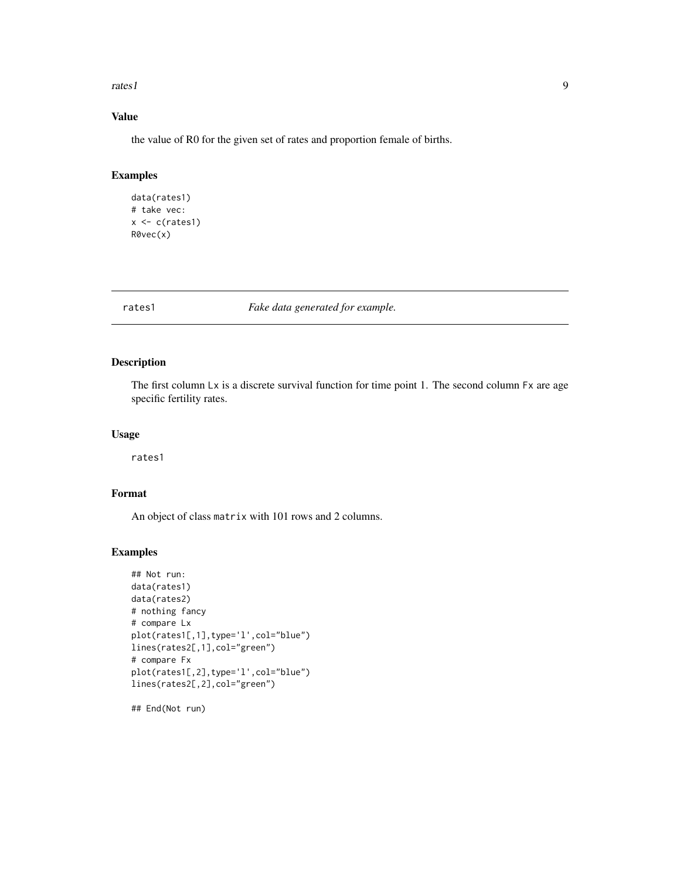### Value

the value of R0 for the given set of rates and proportion female of births.

### Examples

```
data(rates1)
# take vec:
x <- c(rates1)
R0vec(x)
```

---

## rates1 — *Fake data generated for example.*

---

### Description

The first column `Lx` is a discrete survival function for time point 1. The second column `Fx` are age specific fertility rates.

### Usage

```
rates1
```

### Format

An object of class `matrix` with 101 rows and 2 columns.

### Examples

```
## Not run:
data(rates1)
data(rates2)
# nothing fancy
# compare Lx
plot(rates1[,1],type='l',col="blue")
lines(rates2[,1],col="green")
# compare Fx
plot(rates1[,2],type='l',col="blue")
lines(rates2[,2],col="green")

## End(Not run)
```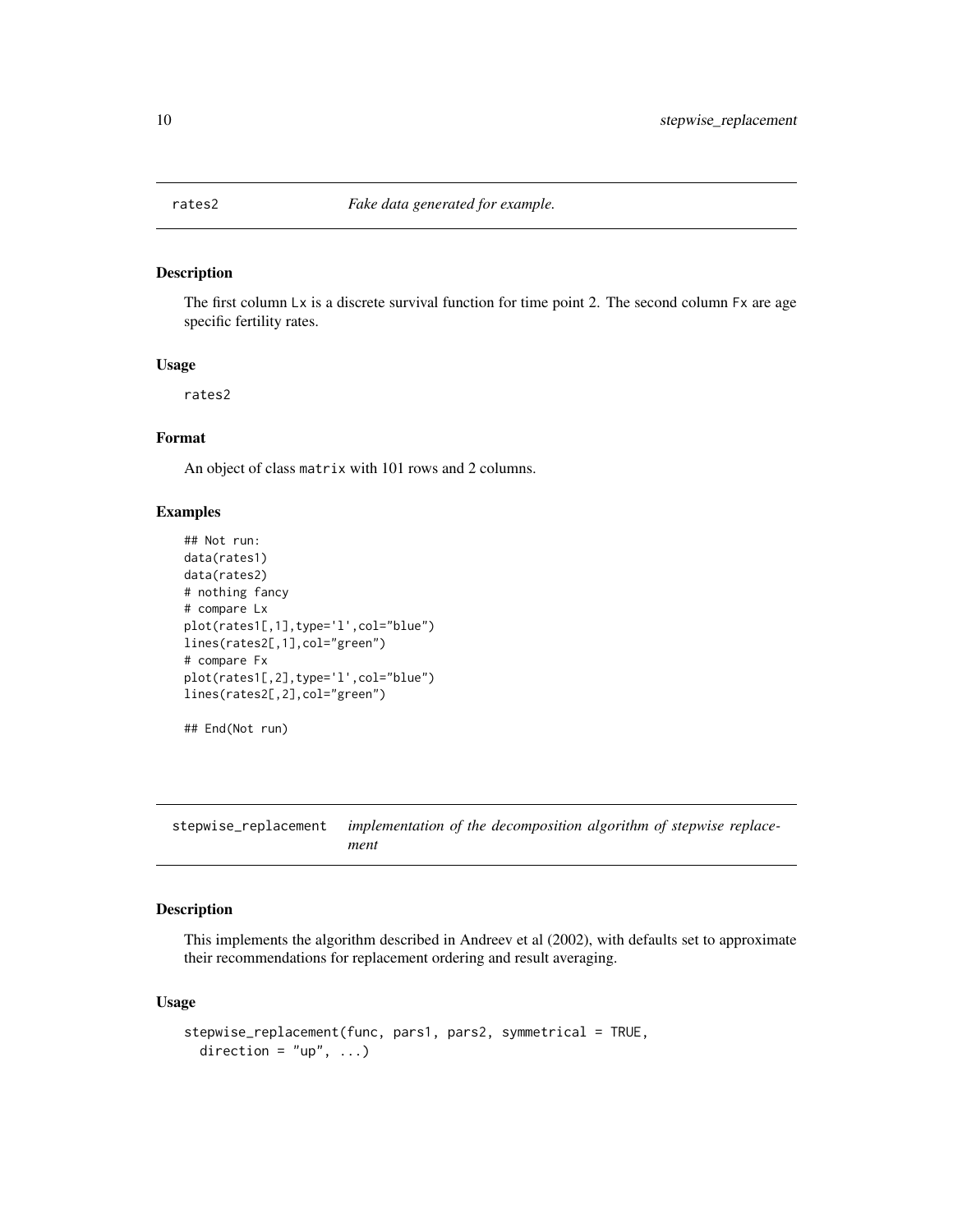## rates2 — *Fake data generated for example.*

### Description

The first column Lx is a discrete survival function for time point 2. The second column Fx are age specific fertility rates.

### Usage

```
rates2
```

### Format

An object of class matrix with 101 rows and 2 columns.

### Examples

```
## Not run:
data(rates1)
data(rates2)
# nothing fancy
# compare Lx
plot(rates1[,1],type='l',col="blue")
lines(rates2[,1],col="green")
# compare Fx
plot(rates1[,2],type='l',col="blue")
lines(rates2[,2],col="green")

## End(Not run)
```

## stepwise_replacement — *implementation of the decomposition algorithm of stepwise replacement*

### Description

This implements the algorithm described in Andreev et al (2002), with defaults set to approximate their recommendations for replacement ordering and result averaging.

### Usage

```
stepwise_replacement(func, pars1, pars2, symmetrical = TRUE,
  direction = "up", ...)
```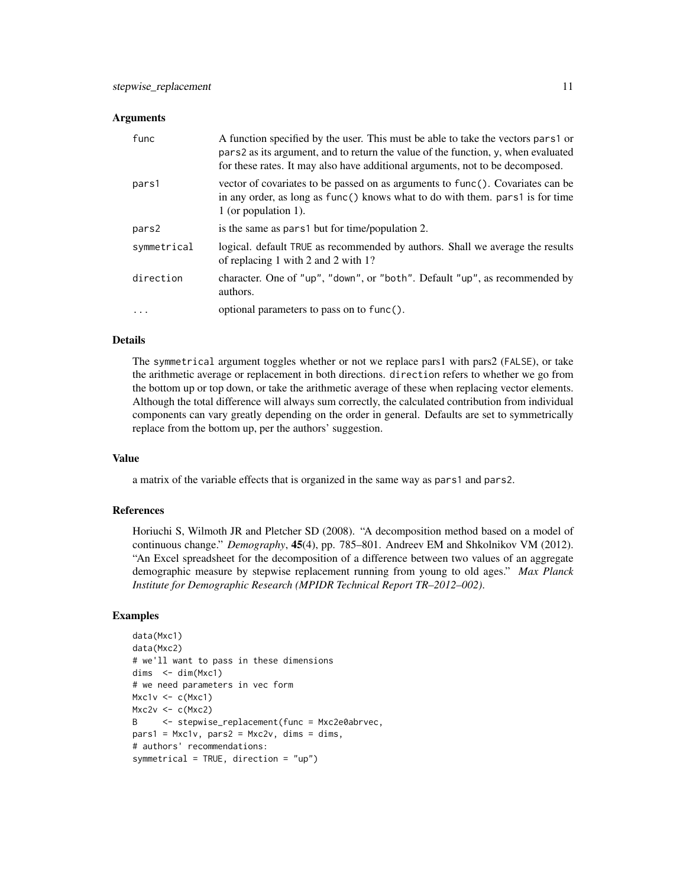## Arguments

| | |
|---|---|
| func | A function specified by the user. This must be able to take the vectors pars1 or pars2 as its argument, and to return the value of the function, y, when evaluated for these rates. It may also have additional arguments, not to be decomposed. |
| pars1 | vector of covariates to be passed on as arguments to func(). Covariates can be in any order, as long as func() knows what to do with them. pars1 is for time 1 (or population 1). |
| pars2 | is the same as pars1 but for time/population 2. |
| symmetrical | logical. default TRUE as recommended by authors. Shall we average the results of replacing 1 with 2 and 2 with 1? |
| direction | character. One of "up", "down", or "both". Default "up", as recommended by authors. |
| ... | optional parameters to pass on to func(). |

## Details

The symmetrical argument toggles whether or not we replace pars1 with pars2 (FALSE), or take the arithmetic average or replacement in both directions. direction refers to whether we go from the bottom up or top down, or take the arithmetic average of these when replacing vector elements. Although the total difference will always sum correctly, the calculated contribution from individual components can vary greatly depending on the order in general. Defaults are set to symmetrically replace from the bottom up, per the authors' suggestion.

## Value

a matrix of the variable effects that is organized in the same way as pars1 and pars2.

## References

Horiuchi S, Wilmoth JR and Pletcher SD (2008). "A decomposition method based on a model of continuous change." *Demography*, **45**(4), pp. 785–801. Andreev EM and Shkolnikov VM (2012). "An Excel spreadsheet for the decomposition of a difference between two values of an aggregate demographic measure by stepwise replacement running from young to old ages." *Max Planck Institute for Demographic Research (MPIDR Technical Report TR–2012–002)*.

## Examples

```
data(Mxc1)
data(Mxc2)
# we'll want to pass in these dimensions
dims  <- dim(Mxc1)
# we need parameters in vec form
Mxc1v <- c(Mxc1)
Mxc2v <- c(Mxc2)
B     <- stepwise_replacement(func = Mxc2e0abrvec,
pars1 = Mxc1v, pars2 = Mxc2v, dims = dims,
# authors' recommendations:
symmetrical = TRUE, direction = "up")
```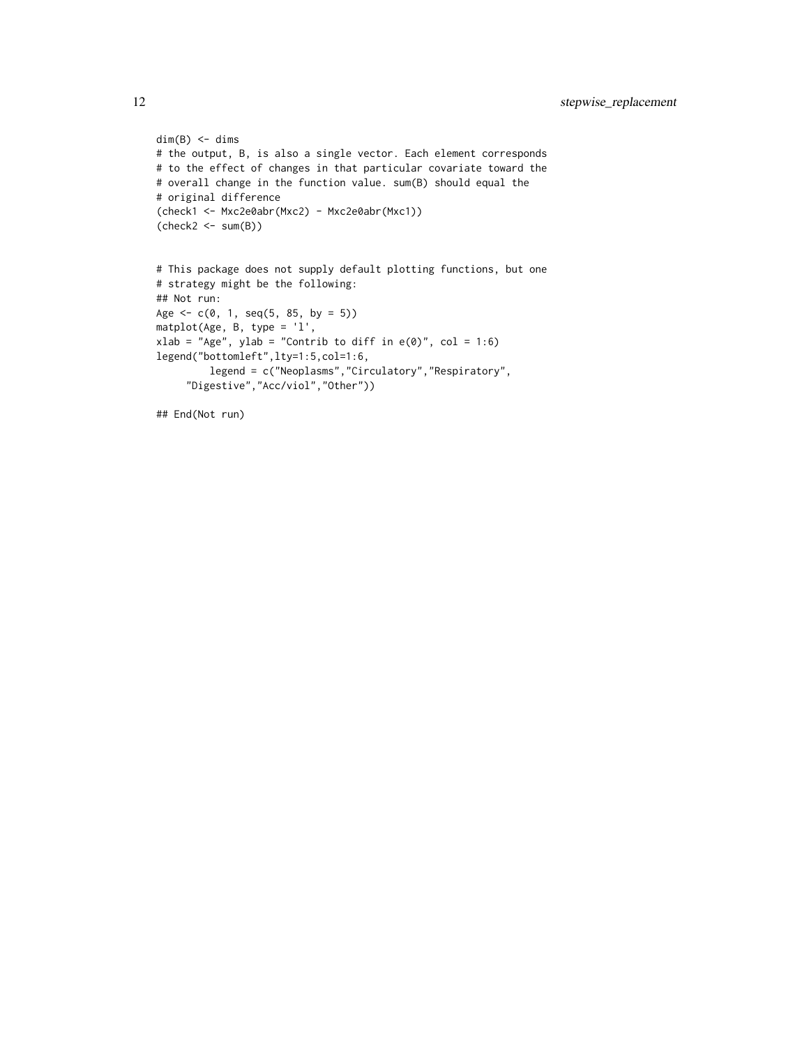```
dim(B) <- dims
# the output, B, is also a single vector. Each element corresponds
# to the effect of changes in that particular covariate toward the
# overall change in the function value. sum(B) should equal the
# original difference
(check1 <- Mxc2e0abr(Mxc2) - Mxc2e0abr(Mxc1))
(check2 <- sum(B))


# This package does not supply default plotting functions, but one
# strategy might be the following:
## Not run:
Age <- c(0, 1, seq(5, 85, by = 5))
matplot(Age, B, type = 'l',
xlab = "Age", ylab = "Contrib to diff in e(0)", col = 1:6)
legend("bottomleft",lty=1:5,col=1:6,
         legend = c("Neoplasms","Circulatory","Respiratory",
     "Digestive","Acc/viol","Other"))

## End(Not run)
```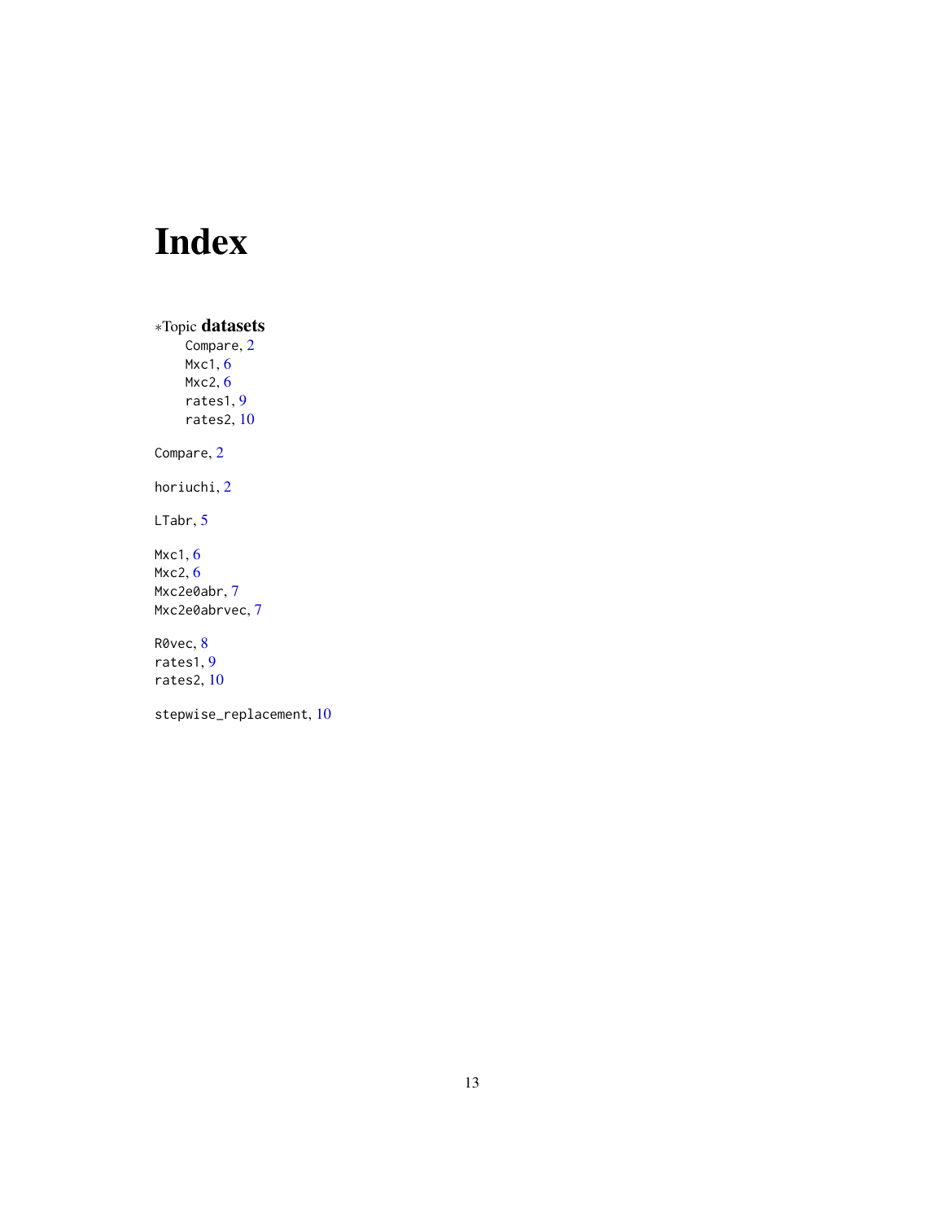# Index

*Topic **datasets**

- Compare, 2
- Mxc1, 6
- Mxc2, 6
- rates1, 9
- rates2, 10

Compare, 2

horiuchi, 2

LTabr, 5

Mxc1, 6
Mxc2, 6
Mxc2e0abr, 7
Mxc2e0abrvec, 7

R0vec, 8
rates1, 9
rates2, 10

stepwise_replacement, 10